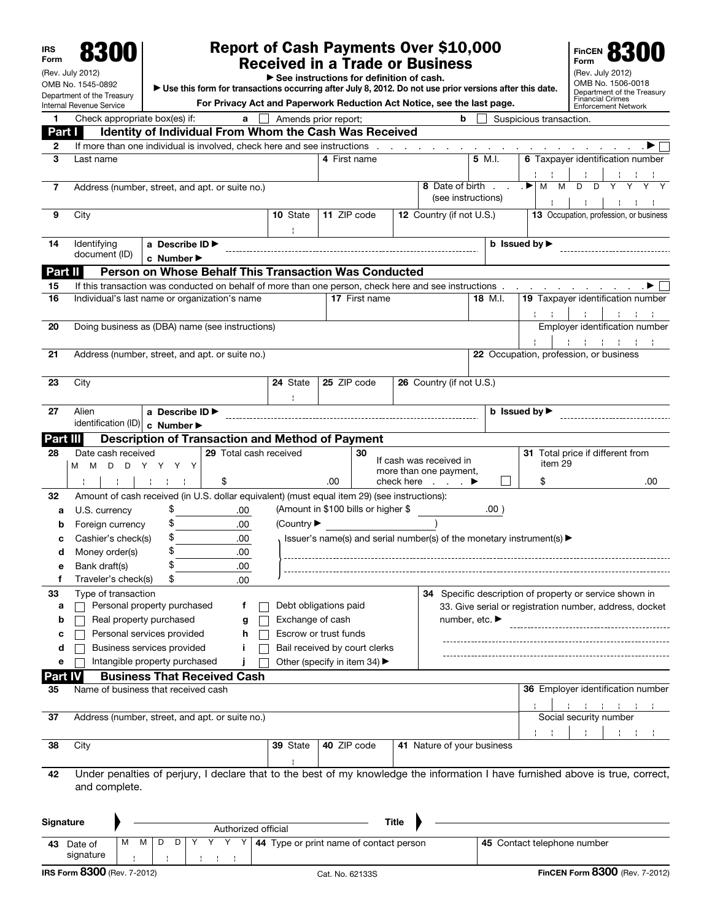IRS Form **8300**

(Rev. July 2012)
OMB No. 1545-0892
Department of the Treasury
Internal Revenue Service

# Report of Cash Payments Over $10,000 Received in a Trade or Business

▶ See instructions for definition of cash.

▶ Use this form for transactions occurring after July 8, 2012. Do not use prior versions after this date.

**For Privacy Act and Paperwork Reduction Act Notice, see the last page.**

FinCEN Form **8300**

(Rev. July 2012)
OMB No. 1506-0018
Department of the Treasury
Financial Crimes Enforcement Network

**1** Check appropriate box(es) if: **a** ☐ Amends prior report; **b** ☐ Suspicious transaction.

## Part I Identity of Individual From Whom the Cash Was Received

**2** If more than one individual is involved, check here and see instructions . . . ▶ ☐

| | | | |
|---|---|---|---|
| **3** Last name | **4** First name | **5** M.I. | **6** Taxpayer identification number |
| **7** Address (number, street, and apt. or suite no.) | | **8** Date of birth (see instructions) ▶ | M M D D Y Y Y Y |
| **9** City | **10** State | **11** ZIP code | **12** Country (if not U.S.) |
| **13** Occupation, profession, or business | | | |

**14** Identifying document (ID) **a** Describe ID ▶ ____________ **b** Issued by ▶ ____________ **c** Number ▶ ____________

## Part II Person on Whose Behalf This Transaction Was Conducted

**15** If this transaction was conducted on behalf of more than one person, check here and see instructions . . . ▶ ☐

| | | | |
|---|---|---|---|
| **16** Individual's last name or organization's name | **17** First name | **18** M.I. | **19** Taxpayer identification number |
| **20** Doing business as (DBA) name (see instructions) | | | Employer identification number |
| **21** Address (number, street, and apt. or suite no.) | | | **22** Occupation, profession, or business |
| **23** City | **24** State | **25** ZIP code | **26** Country (if not U.S.) |

**27** Alien identification (ID) **a** Describe ID ▶ ____________ **b** Issued by ▶ ____________ **c** Number ▶ ____________

## Part III Description of Transaction and Method of Payment

| | | | |
|---|---|---|---|
| **28** Date cash received M M D D Y Y Y Y | **29** Total cash received $ .00 | **30** If cash was received in more than one payment, check here . . . ▶ ☐ | **31** Total price if different from item 29 $ .00 |

**32** Amount of cash received (in U.S. dollar equivalent) (must equal item 29) (see instructions):

| | | |
|---|---|---|
| **a** U.S. currency | $ .00 | (Amount in $100 bills or higher $ .00 ) |
| **b** Foreign currency | $ .00 | (Country ▶ ) |
| **c** Cashier's check(s) | $ .00 | Issuer's name(s) and serial number(s) of the monetary instrument(s) ▶ |
| **d** Money order(s) | $ .00 | |
| **e** Bank draft(s) | $ .00 | |
| **f** Traveler's check(s) | $ .00 | |

**33** Type of transaction

- **a** ☐ Personal property purchased
- **b** ☐ Real property purchased
- **c** ☐ Personal services provided
- **d** ☐ Business services provided
- **e** ☐ Intangible property purchased
- **f** ☐ Debt obligations paid
- **g** ☐ Exchange of cash
- **h** ☐ Escrow or trust funds
- **i** ☐ Bail received by court clerks
- **j** ☐ Other (specify in item 34) ▶

**34** Specific description of property or service shown in 33. Give serial or registration number, address, docket number, etc. ▶

## Part IV Business That Received Cash

| | | | |
|---|---|---|---|
| **35** Name of business that received cash | | | **36** Employer identification number |
| **37** Address (number, street, and apt. or suite no.) | | | Social security number |
| **38** City | **39** State | **40** ZIP code | **41** Nature of your business |

**42** Under penalties of perjury, I declare that to the best of my knowledge the information I have furnished above is true, correct, and complete.

Signature ▶ ____________ Authorized official Title ▶ ____________

| | | |
|---|---|---|
| **43** Date of signature M M D D Y Y Y Y | **44** Type or print name of contact person | **45** Contact telephone number |

IRS Form **8300** (Rev. 7-2012) Cat. No. 62133S FinCEN Form **8300** (Rev. 7-2012)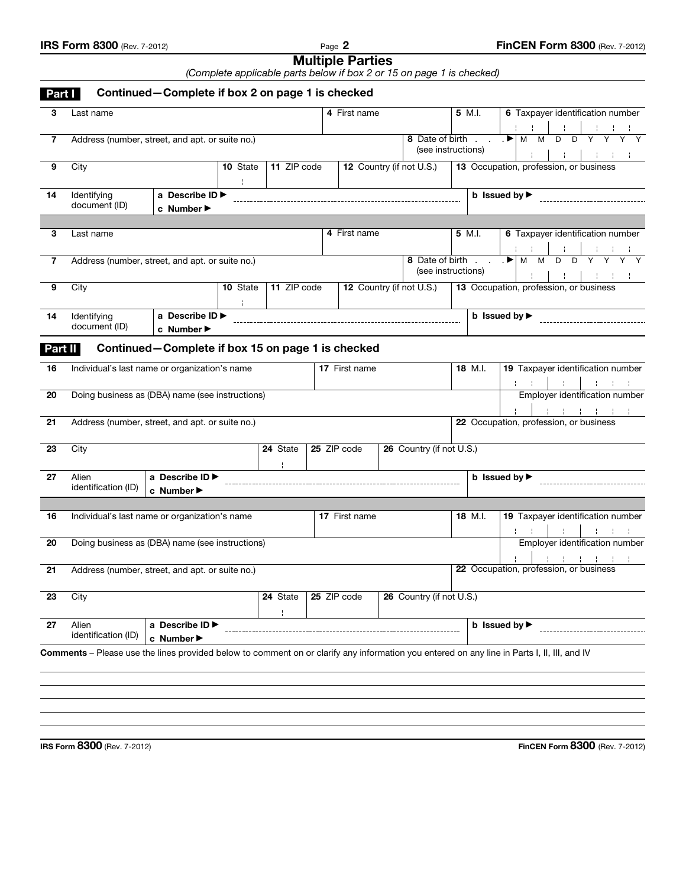# Multiple Parties

*(Complete applicable parts below if box 2 or 15 on page 1 is checked)*

## Part I Continued—Complete if box 2 on page 1 is checked

| | | | | | |
|---|---|---|---|---|---|
| **3** Last name | | **4** First name | **5** M.I. | **6** Taxpayer identification number | |
| **7** Address (number, street, and apt. or suite no.) | | | **8** Date of birth (see instructions) ▶ | M M D D Y Y Y Y | |
| **9** City | **10** State | **11** ZIP code | **12** Country (if not U.S.) | **13** Occupation, profession, or business | |
| **14** Identifying document (ID) | **a** Describe ID ▶ | | | **b** Issued by ▶ | |
| | **c** Number ▶ | | | | |

| | | | | | |
|---|---|---|---|---|---|
| **3** Last name | | **4** First name | **5** M.I. | **6** Taxpayer identification number | |
| **7** Address (number, street, and apt. or suite no.) | | | **8** Date of birth (see instructions) ▶ | M M D D Y Y Y Y | |
| **9** City | **10** State | **11** ZIP code | **12** Country (if not U.S.) | **13** Occupation, profession, or business | |
| **14** Identifying document (ID) | **a** Describe ID ▶ | | | **b** Issued by ▶ | |
| | **c** Number ▶ | | | | |

## Part II Continued—Complete if box 15 on page 1 is checked

| | | | | |
|---|---|---|---|---|
| **16** Individual's last name or organization's name | | **17** First name | **18** M.I. | **19** Taxpayer identification number |
| **20** Doing business as (DBA) name (see instructions) | | | | Employer identification number |
| **21** Address (number, street, and apt. or suite no.) | | | | **22** Occupation, profession, or business |
| **23** City | **24** State | **25** ZIP code | **26** Country (if not U.S.) | |
| **27** Alien identification (ID) | **a** Describe ID ▶ | | | **b** Issued by ▶ |
| | **c** Number ▶ | | | |

| | | | | |
|---|---|---|---|---|
| **16** Individual's last name or organization's name | | **17** First name | **18** M.I. | **19** Taxpayer identification number |
| **20** Doing business as (DBA) name (see instructions) | | | | Employer identification number |
| **21** Address (number, street, and apt. or suite no.) | | | | **22** Occupation, profession, or business |
| **23** City | **24** State | **25** ZIP code | **26** Country (if not U.S.) | |
| **27** Alien identification (ID) | **a** Describe ID ▶ | | | **b** Issued by ▶ |
| | **c** Number ▶ | | | |

**Comments** – Please use the lines provided below to comment on or clarify any information you entered on any line in Parts I, II, III, and IV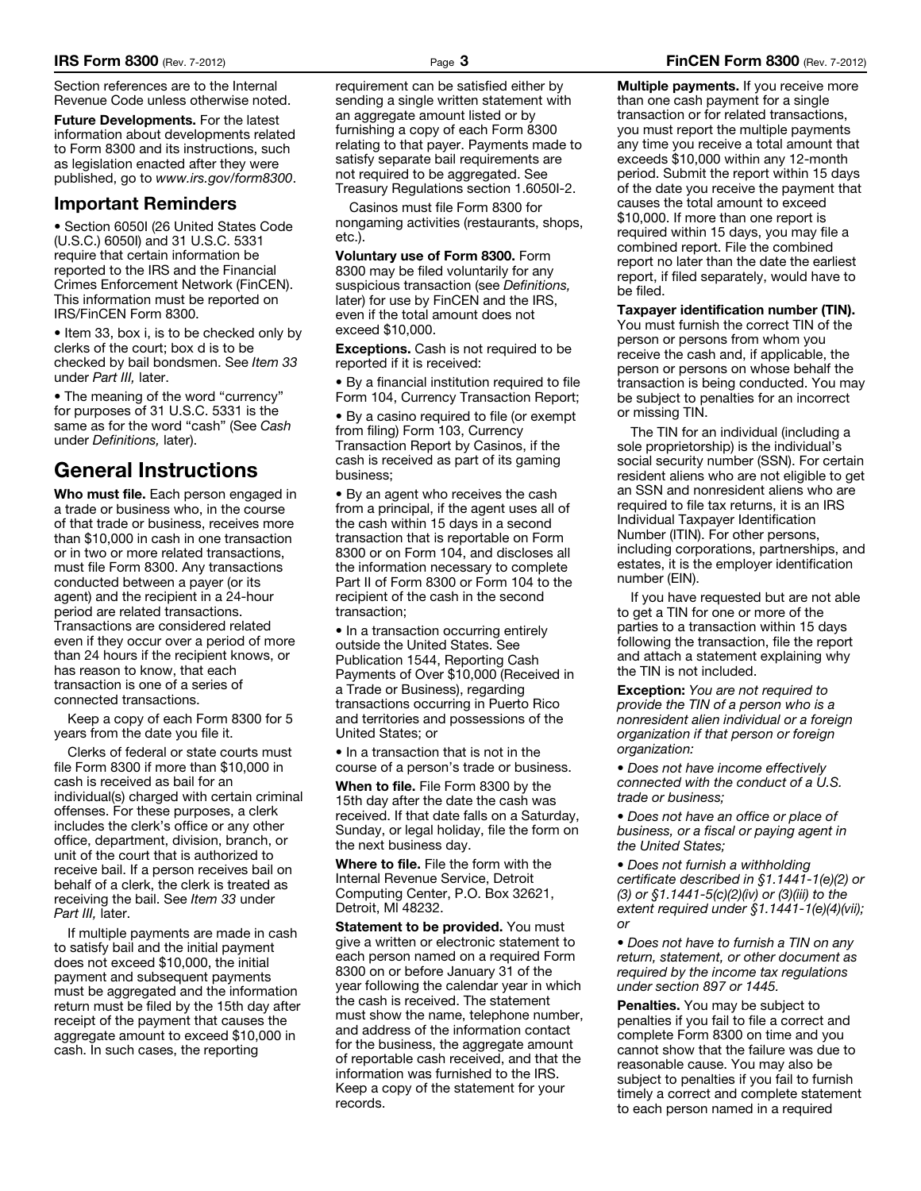Section references are to the Internal Revenue Code unless otherwise noted.

**Future Developments.** For the latest information about developments related to Form 8300 and its instructions, such as legislation enacted after they were published, go to *www.irs.gov/form8300*.

## Important Reminders

- Section 6050I (26 United States Code (U.S.C.) 6050I) and 31 U.S.C. 5331 require that certain information be reported to the IRS and the Financial Crimes Enforcement Network (FinCEN). This information must be reported on IRS/FinCEN Form 8300.
- Item 33, box i, is to be checked only by clerks of the court; box d is to be checked by bail bondsmen. See *Item 33* under *Part III,* later.
- The meaning of the word "currency" for purposes of 31 U.S.C. 5331 is the same as for the word "cash" (See *Cash* under *Definitions,* later).

# General Instructions

**Who must file.** Each person engaged in a trade or business who, in the course of that trade or business, receives more than $10,000 in cash in one transaction or in two or more related transactions, must file Form 8300. Any transactions conducted between a payer (or its agent) and the recipient in a 24-hour period are related transactions. Transactions are considered related even if they occur over a period of more than 24 hours if the recipient knows, or has reason to know, that each transaction is one of a series of connected transactions.

Keep a copy of each Form 8300 for 5 years from the date you file it.

Clerks of federal or state courts must file Form 8300 if more than $10,000 in cash is received as bail for an individual(s) charged with certain criminal offenses. For these purposes, a clerk includes the clerk's office or any other office, department, division, branch, or unit of the court that is authorized to receive bail. If a person receives bail on behalf of a clerk, the clerk is treated as receiving the bail. See *Item 33* under *Part III,* later.

If multiple payments are made in cash to satisfy bail and the initial payment does not exceed $10,000, the initial payment and subsequent payments must be aggregated and the information return must be filed by the 15th day after receipt of the payment that causes the aggregate amount to exceed $10,000 in cash. In such cases, the reporting requirement can be satisfied either by sending a single written statement with an aggregate amount listed or by furnishing a copy of each Form 8300 relating to that payer. Payments made to satisfy separate bail requirements are not required to be aggregated. See Treasury Regulations section 1.6050I-2.

Casinos must file Form 8300 for nongaming activities (restaurants, shops, etc.).

**Voluntary use of Form 8300.** Form 8300 may be filed voluntarily for any suspicious transaction (see *Definitions,* later) for use by FinCEN and the IRS, even if the total amount does not exceed $10,000.

**Exceptions.** Cash is not required to be reported if it is received:

- By a financial institution required to file Form 104, Currency Transaction Report;
- By a casino required to file (or exempt from filing) Form 103, Currency Transaction Report by Casinos, if the cash is received as part of its gaming business;
- By an agent who receives the cash from a principal, if the agent uses all of the cash within 15 days in a second transaction that is reportable on Form 8300 or on Form 104, and discloses all the information necessary to complete Part II of Form 8300 or Form 104 to the recipient of the cash in the second transaction;
- In a transaction occurring entirely outside the United States. See Publication 1544, Reporting Cash Payments of Over $10,000 (Received in a Trade or Business), regarding transactions occurring in Puerto Rico and territories and possessions of the United States; or
- In a transaction that is not in the course of a person's trade or business.

**When to file.** File Form 8300 by the 15th day after the date the cash was received. If that date falls on a Saturday, Sunday, or legal holiday, file the form on the next business day.

**Where to file.** File the form with the Internal Revenue Service, Detroit Computing Center, P.O. Box 32621, Detroit, MI 48232.

**Statement to be provided.** You must give a written or electronic statement to each person named on a required Form 8300 on or before January 31 of the year following the calendar year in which the cash is received. The statement must show the name, telephone number, and address of the information contact for the business, the aggregate amount of reportable cash received, and that the information was furnished to the IRS. Keep a copy of the statement for your records.

**Multiple payments.** If you receive more than one cash payment for a single transaction or for related transactions, you must report the multiple payments any time you receive a total amount that exceeds $10,000 within any 12-month period. Submit the report within 15 days of the date you receive the payment that causes the total amount to exceed $10,000. If more than one report is required within 15 days, you may file a combined report. File the combined report no later than the date the earliest report, if filed separately, would have to be filed.

**Taxpayer identification number (TIN).** You must furnish the correct TIN of the person or persons from whom you receive the cash and, if applicable, the person or persons on whose behalf the transaction is being conducted. You may be subject to penalties for an incorrect or missing TIN.

The TIN for an individual (including a sole proprietorship) is the individual's social security number (SSN). For certain resident aliens who are not eligible to get an SSN and nonresident aliens who are required to file tax returns, it is an IRS Individual Taxpayer Identification Number (ITIN). For other persons, including corporations, partnerships, and estates, it is the employer identification number (EIN).

If you have requested but are not able to get a TIN for one or more of the parties to a transaction within 15 days following the transaction, file the report and attach a statement explaining why the TIN is not included.

**Exception:** *You are not required to provide the TIN of a person who is a nonresident alien individual or a foreign organization if that person or foreign organization:*

- *Does not have income effectively connected with the conduct of a U.S. trade or business;*
- *Does not have an office or place of business, or a fiscal or paying agent in the United States;*
- *Does not furnish a withholding certificate described in §1.1441-1(e)(2) or (3) or §1.1441-5(c)(2)(iv) or (3)(iii) to the extent required under §1.1441-1(e)(4)(vii); or*
- *Does not have to furnish a TIN on any return, statement, or other document as required by the income tax regulations under section 897 or 1445.*

**Penalties.** You may be subject to penalties if you fail to file a correct and complete Form 8300 on time and you cannot show that the failure was due to reasonable cause. You may also be subject to penalties if you fail to furnish timely a correct and complete statement to each person named in a required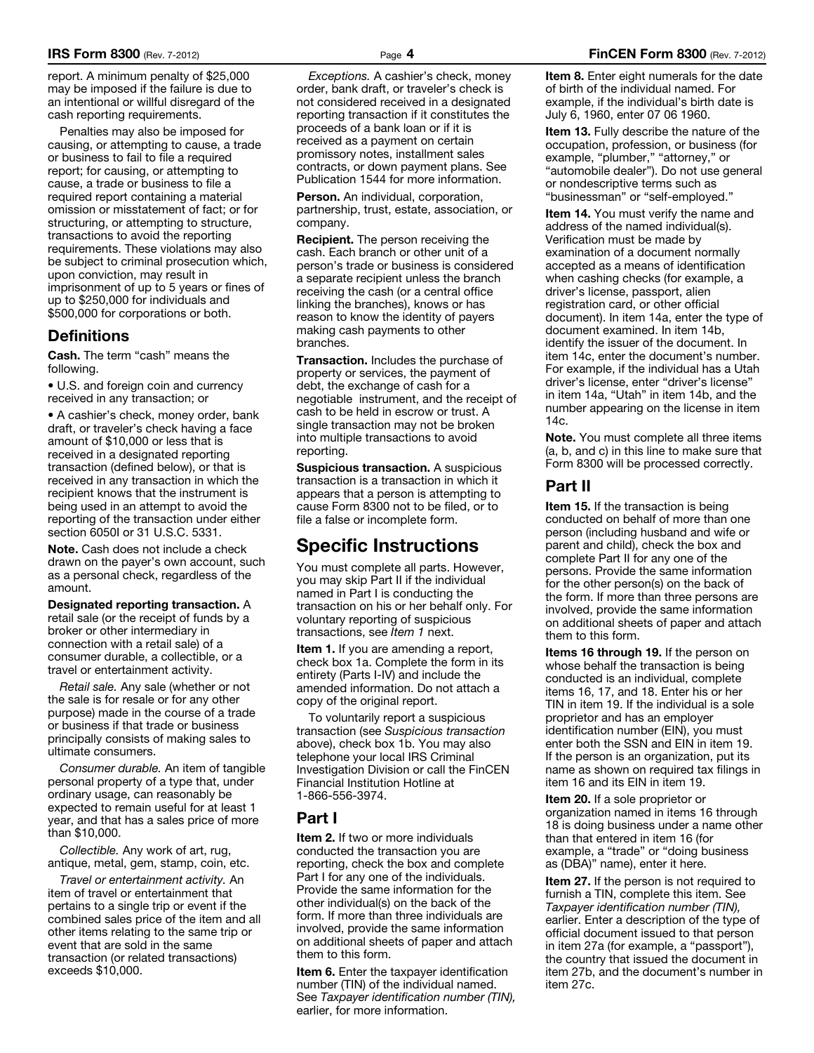report. A minimum penalty of $25,000 may be imposed if the failure is due to an intentional or willful disregard of the cash reporting requirements.

Penalties may also be imposed for causing, or attempting to cause, a trade or business to fail to file a required report; for causing, or attempting to cause, a trade or business to file a required report containing a material omission or misstatement of fact; or for structuring, or attempting to structure, transactions to avoid the reporting requirements. These violations may also be subject to criminal prosecution which, upon conviction, may result in imprisonment of up to 5 years or fines of up to $250,000 for individuals and $500,000 for corporations or both.

## Definitions

**Cash.** The term "cash" means the following.

- U.S. and foreign coin and currency received in any transaction; or
- A cashier's check, money order, bank draft, or traveler's check having a face amount of $10,000 or less that is received in a designated reporting transaction (defined below), or that is received in any transaction in which the recipient knows that the instrument is being used in an attempt to avoid the reporting of the transaction under either section 6050I or 31 U.S.C. 5331.

**Note.** Cash does not include a check drawn on the payer's own account, such as a personal check, regardless of the amount.

**Designated reporting transaction.** A retail sale (or the receipt of funds by a broker or other intermediary in connection with a retail sale) of a consumer durable, a collectible, or a travel or entertainment activity.

*Retail sale.* Any sale (whether or not the sale is for resale or for any other purpose) made in the course of a trade or business if that trade or business principally consists of making sales to ultimate consumers.

*Consumer durable.* An item of tangible personal property of a type that, under ordinary usage, can reasonably be expected to remain useful for at least 1 year, and that has a sales price of more than $10,000.

*Collectible.* Any work of art, rug, antique, metal, gem, stamp, coin, etc.

*Travel or entertainment activity.* An item of travel or entertainment that pertains to a single trip or event if the combined sales price of the item and all other items relating to the same trip or event that are sold in the same transaction (or related transactions) exceeds $10,000.

*Exceptions.* A cashier's check, money order, bank draft, or traveler's check is not considered received in a designated reporting transaction if it constitutes the proceeds of a bank loan or if it is received as a payment on certain promissory notes, installment sales contracts, or down payment plans. See Publication 1544 for more information.

**Person.** An individual, corporation, partnership, trust, estate, association, or company.

**Recipient.** The person receiving the cash. Each branch or other unit of a person's trade or business is considered a separate recipient unless the branch receiving the cash (or a central office linking the branches), knows or has reason to know the identity of payers making cash payments to other branches.

**Transaction.** Includes the purchase of property or services, the payment of debt, the exchange of cash for a negotiable instrument, and the receipt of cash to be held in escrow or trust. A single transaction may not be broken into multiple transactions to avoid reporting.

**Suspicious transaction.** A suspicious transaction is a transaction in which it appears that a person is attempting to cause Form 8300 not to be filed, or to file a false or incomplete form.

# Specific Instructions

You must complete all parts. However, you may skip Part II if the individual named in Part I is conducting the transaction on his or her behalf only. For voluntary reporting of suspicious transactions, see *Item 1* next.

**Item 1.** If you are amending a report, check box 1a. Complete the form in its entirety (Parts I-IV) and include the amended information. Do not attach a copy of the original report.

To voluntarily report a suspicious transaction (see *Suspicious transaction* above), check box 1b. You may also telephone your local IRS Criminal Investigation Division or call the FinCEN Financial Institution Hotline at 1-866-556-3974.

## Part I

**Item 2.** If two or more individuals conducted the transaction you are reporting, check the box and complete Part I for any one of the individuals. Provide the same information for the other individual(s) on the back of the form. If more than three individuals are involved, provide the same information on additional sheets of paper and attach them to this form.

**Item 6.** Enter the taxpayer identification number (TIN) of the individual named. See *Taxpayer identification number (TIN),* earlier, for more information.

**Item 8.** Enter eight numerals for the date of birth of the individual named. For example, if the individual's birth date is July 6, 1960, enter 07 06 1960.

**Item 13.** Fully describe the nature of the occupation, profession, or business (for example, "plumber," "attorney," or "automobile dealer"). Do not use general or nondescriptive terms such as "businessman" or "self-employed."

**Item 14.** You must verify the name and address of the named individual(s). Verification must be made by examination of a document normally accepted as a means of identification when cashing checks (for example, a driver's license, passport, alien registration card, or other official document). In item 14a, enter the type of document examined. In item 14b, identify the issuer of the document. In item 14c, enter the document's number. For example, if the individual has a Utah driver's license, enter "driver's license" in item 14a, "Utah" in item 14b, and the number appearing on the license in item 14c.

**Note.** You must complete all three items (a, b, and c) in this line to make sure that Form 8300 will be processed correctly.

## Part II

**Item 15.** If the transaction is being conducted on behalf of more than one person (including husband and wife or parent and child), check the box and complete Part II for any one of the persons. Provide the same information for the other person(s) on the back of the form. If more than three persons are involved, provide the same information on additional sheets of paper and attach them to this form.

**Items 16 through 19.** If the person on whose behalf the transaction is being conducted is an individual, complete items 16, 17, and 18. Enter his or her TIN in item 19. If the individual is a sole proprietor and has an employer identification number (EIN), you must enter both the SSN and EIN in item 19. If the person is an organization, put its name as shown on required tax filings in item 16 and its EIN in item 19.

**Item 20.** If a sole proprietor or organization named in items 16 through 18 is doing business under a name other than that entered in item 16 (for example, a "trade" or "doing business as (DBA)" name), enter it here.

**Item 27.** If the person is not required to furnish a TIN, complete this item. See *Taxpayer identification number (TIN),* earlier. Enter a description of the type of official document issued to that person in item 27a (for example, a "passport"), the country that issued the document in item 27b, and the document's number in item 27c.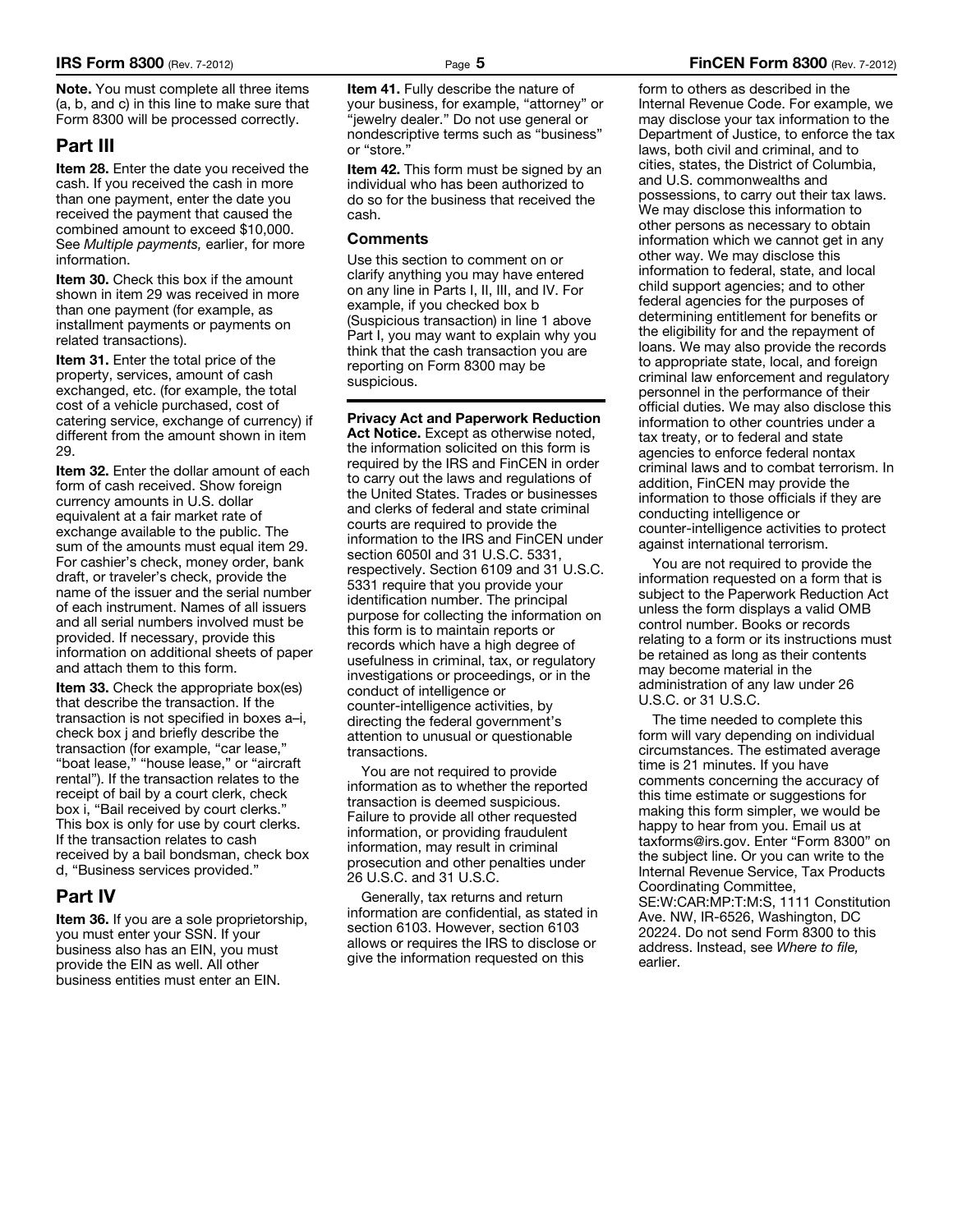**Note.** You must complete all three items (a, b, and c) in this line to make sure that Form 8300 will be processed correctly.

## Part III

**Item 28.** Enter the date you received the cash. If you received the cash in more than one payment, enter the date you received the payment that caused the combined amount to exceed $10,000. See *Multiple payments,* earlier, for more information.

**Item 30.** Check this box if the amount shown in item 29 was received in more than one payment (for example, as installment payments or payments on related transactions).

**Item 31.** Enter the total price of the property, services, amount of cash exchanged, etc. (for example, the total cost of a vehicle purchased, cost of catering service, exchange of currency) if different from the amount shown in item 29.

**Item 32.** Enter the dollar amount of each form of cash received. Show foreign currency amounts in U.S. dollar equivalent at a fair market rate of exchange available to the public. The sum of the amounts must equal item 29. For cashier's check, money order, bank draft, or traveler's check, provide the name of the issuer and the serial number of each instrument. Names of all issuers and all serial numbers involved must be provided. If necessary, provide this information on additional sheets of paper and attach them to this form.

**Item 33.** Check the appropriate box(es) that describe the transaction. If the transaction is not specified in boxes a–i, check box j and briefly describe the transaction (for example, "car lease," "boat lease," "house lease," or "aircraft rental"). If the transaction relates to the receipt of bail by a court clerk, check box i, "Bail received by court clerks." This box is only for use by court clerks. If the transaction relates to cash received by a bail bondsman, check box d, "Business services provided."

## Part IV

**Item 36.** If you are a sole proprietorship, you must enter your SSN. If your business also has an EIN, you must provide the EIN as well. All other business entities must enter an EIN.

**Item 41.** Fully describe the nature of your business, for example, "attorney" or "jewelry dealer." Do not use general or nondescriptive terms such as "business" or "store."

**Item 42.** This form must be signed by an individual who has been authorized to do so for the business that received the cash.

### Comments

Use this section to comment on or clarify anything you may have entered on any line in Parts I, II, III, and IV. For example, if you checked box b (Suspicious transaction) in line 1 above Part I, you may want to explain why you think that the cash transaction you are reporting on Form 8300 may be suspicious.

**Privacy Act and Paperwork Reduction Act Notice.** Except as otherwise noted, the information solicited on this form is required by the IRS and FinCEN in order to carry out the laws and regulations of the United States. Trades or businesses and clerks of federal and state criminal courts are required to provide the information to the IRS and FinCEN under section 6050I and 31 U.S.C. 5331, respectively. Section 6109 and 31 U.S.C. 5331 require that you provide your identification number. The principal purpose for collecting the information on this form is to maintain reports or records which have a high degree of usefulness in criminal, tax, or regulatory investigations or proceedings, or in the conduct of intelligence or counter-intelligence activities, by directing the federal government's attention to unusual or questionable transactions.

You are not required to provide information as to whether the reported transaction is deemed suspicious. Failure to provide all other requested information, or providing fraudulent information, may result in criminal prosecution and other penalties under 26 U.S.C. and 31 U.S.C.

Generally, tax returns and return information are confidential, as stated in section 6103. However, section 6103 allows or requires the IRS to disclose or give the information requested on this form to others as described in the Internal Revenue Code. For example, we may disclose your tax information to the Department of Justice, to enforce the tax laws, both civil and criminal, and to cities, states, the District of Columbia, and U.S. commonwealths and possessions, to carry out their tax laws. We may disclose this information to other persons as necessary to obtain information which we cannot get in any other way. We may disclose this information to federal, state, and local child support agencies; and to other federal agencies for the purposes of determining entitlement for benefits or the eligibility for and the repayment of loans. We may also provide the records to appropriate state, local, and foreign criminal law enforcement and regulatory personnel in the performance of their official duties. We may also disclose this information to other countries under a tax treaty, or to federal and state agencies to enforce federal nontax criminal laws and to combat terrorism. In addition, FinCEN may provide the information to those officials if they are conducting intelligence or counter-intelligence activities to protect against international terrorism.

You are not required to provide the information requested on a form that is subject to the Paperwork Reduction Act unless the form displays a valid OMB control number. Books or records relating to a form or its instructions must be retained as long as their contents may become material in the administration of any law under 26 U.S.C. or 31 U.S.C.

The time needed to complete this form will vary depending on individual circumstances. The estimated average time is 21 minutes. If you have comments concerning the accuracy of this time estimate or suggestions for making this form simpler, we would be happy to hear from you. Email us at taxforms@irs.gov. Enter "Form 8300" on the subject line. Or you can write to the Internal Revenue Service, Tax Products Coordinating Committee, SE:W:CAR:MP:T:M:S, 1111 Constitution Ave. NW, IR-6526, Washington, DC 20224. Do not send Form 8300 to this address. Instead, see *Where to file,* earlier.